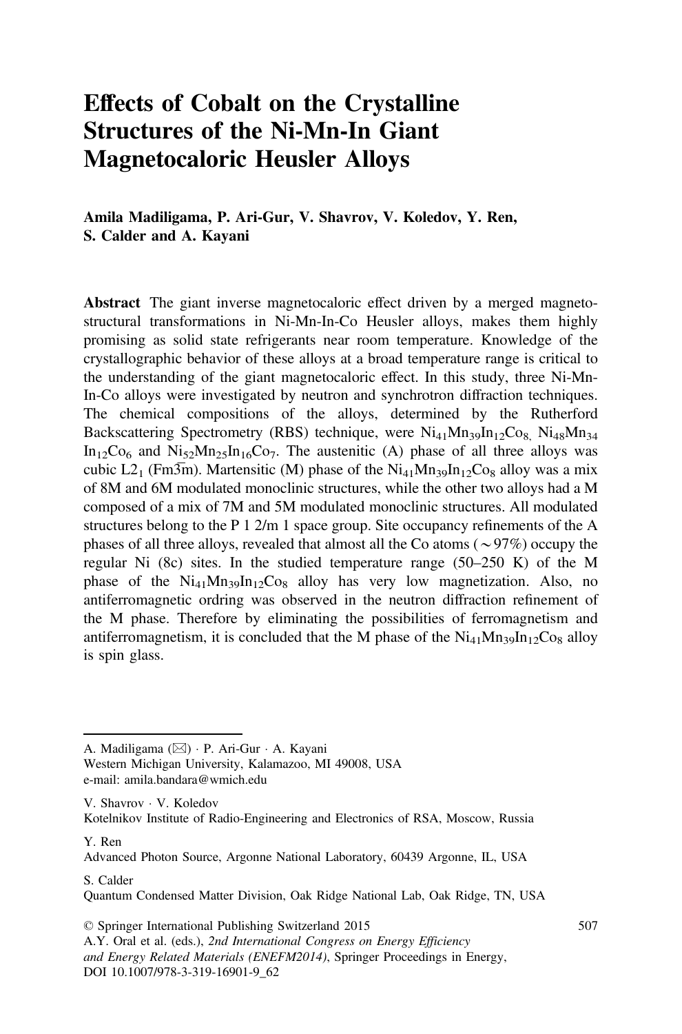# Effects of Cobalt on the Crystalline Structures of the Ni-Mn-In Giant Magnetocaloric Heusler Alloys

**Amila Madiligama, P. Ari-Gur, V. Shavrov, V. Koledov, Y. Ren, S. Calder and A. Kayani**

**Abstract** The giant inverse magnetocaloric effect driven by a merged magneto-structural transformations in Ni-Mn-In-Co Heusler alloys, makes them highly promising as solid state refrigerants near room temperature. Knowledge of the crystallographic behavior of these alloys at a broad temperature range is critical to the understanding of the giant magnetocaloric effect. In this study, three Ni-Mn-In-Co alloys were investigated by neutron and synchrotron diffraction techniques. The chemical compositions of the alloys, determined by the Rutherford Backscattering Spectrometry (RBS) technique, were $Ni_{41}Mn_{39}In_{12}Co_8$, $Ni_{48}Mn_{34}In_{12}Co_6$ and $Ni_{52}Mn_{25}In_{16}Co_7$. The austenitic (A) phase of all three alloys was cubic $L2_1$ ($Fm\overline{3}m$). Martensitic (M) phase of the $Ni_{41}Mn_{39}In_{12}Co_8$ alloy was a mix of 8M and 6M modulated monoclinic structures, while the other two alloys had a M composed of a mix of 7M and 5M modulated monoclinic structures. All modulated structures belong to the P 1 2/m 1 space group. Site occupancy refinements of the A phases of all three alloys, revealed that almost all the Co atoms ($\sim 97\%$) occupy the regular Ni (8c) sites. In the studied temperature range (50–250 K) of the M phase of the $Ni_{41}Mn_{39}In_{12}Co_8$ alloy has very low magnetization. Also, no antiferromagnetic ordring was observed in the neutron diffraction refinement of the M phase. Therefore by eliminating the possibilities of ferromagnetism and antiferromagnetism, it is concluded that the M phase of the $Ni_{41}Mn_{39}In_{12}Co_8$ alloy is spin glass.

---

A. Madiligama (✉) · P. Ari-Gur · A. Kayani
Western Michigan University, Kalamazoo, MI 49008, USA
e-mail: amila.bandara@wmich.edu

V. Shavrov · V. Koledov
Kotelnikov Institute of Radio-Engineering and Electronics of RSA, Moscow, Russia

Y. Ren
Advanced Photon Source, Argonne National Laboratory, 60439 Argonne, IL, USA

S. Calder
Quantum Condensed Matter Division, Oak Ridge National Lab, Oak Ridge, TN, USA

© Springer International Publishing Switzerland 2015
A.Y. Oral et al. (eds.), *2nd International Congress on Energy Efficiency and Energy Related Materials (ENEFM2014)*, Springer Proceedings in Energy, DOI 10.1007/978-3-319-16901-9_62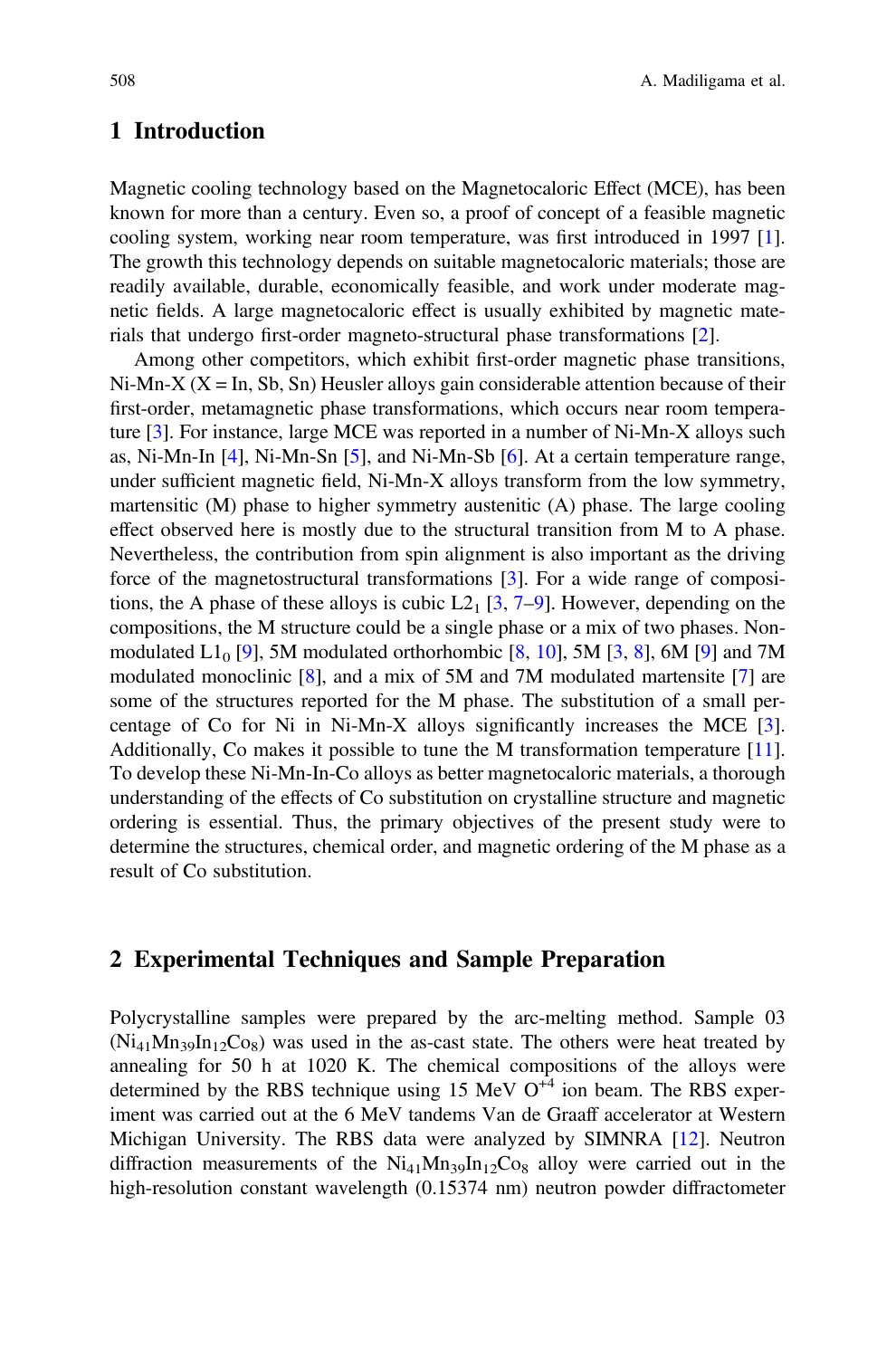## 1 Introduction

Magnetic cooling technology based on the Magnetocaloric Effect (MCE), has been known for more than a century. Even so, a proof of concept of a feasible magnetic cooling system, working near room temperature, was first introduced in 1997 [1]. The growth this technology depends on suitable magnetocaloric materials; those are readily available, durable, economically feasible, and work under moderate magnetic fields. A large magnetocaloric effect is usually exhibited by magnetic materials that undergo first-order magneto-structural phase transformations [2].

Among other competitors, which exhibit first-order magnetic phase transitions, Ni-Mn-X (X = In, Sb, Sn) Heusler alloys gain considerable attention because of their first-order, metamagnetic phase transformations, which occurs near room temperature [3]. For instance, large MCE was reported in a number of Ni-Mn-X alloys such as, Ni-Mn-In [4], Ni-Mn-Sn [5], and Ni-Mn-Sb [6]. At a certain temperature range, under sufficient magnetic field, Ni-Mn-X alloys transform from the low symmetry, martensitic (M) phase to higher symmetry austenitic (A) phase. The large cooling effect observed here is mostly due to the structural transition from M to A phase. Nevertheless, the contribution from spin alignment is also important as the driving force of the magnetostructural transformations [3]. For a wide range of compositions, the A phase of these alloys is cubic $L2_1$ [3, 7–9]. However, depending on the compositions, the M structure could be a single phase or a mix of two phases. Non-modulated $L1_0$ [9], 5M modulated orthorhombic [8, 10], 5M [3, 8], 6M [9] and 7M modulated monoclinic [8], and a mix of 5M and 7M modulated martensite [7] are some of the structures reported for the M phase. The substitution of a small percentage of Co for Ni in Ni-Mn-X alloys significantly increases the MCE [3]. Additionally, Co makes it possible to tune the M transformation temperature [11]. To develop these Ni-Mn-In-Co alloys as better magnetocaloric materials, a thorough understanding of the effects of Co substitution on crystalline structure and magnetic ordering is essential. Thus, the primary objectives of the present study were to determine the structures, chemical order, and magnetic ordering of the M phase as a result of Co substitution.

## 2 Experimental Techniques and Sample Preparation

Polycrystalline samples were prepared by the arc-melting method. Sample 03 ($Ni_{41}Mn_{39}In_{12}Co_8$) was used in the as-cast state. The others were heat treated by annealing for 50 h at 1020 K. The chemical compositions of the alloys were determined by the RBS technique using 15 MeV $O^{+4}$ ion beam. The RBS experiment was carried out at the 6 MeV tandems Van de Graaff accelerator at Western Michigan University. The RBS data were analyzed by SIMNRA [12]. Neutron diffraction measurements of the $Ni_{41}Mn_{39}In_{12}Co_8$ alloy were carried out in the high-resolution constant wavelength (0.15374 nm) neutron powder diffractometer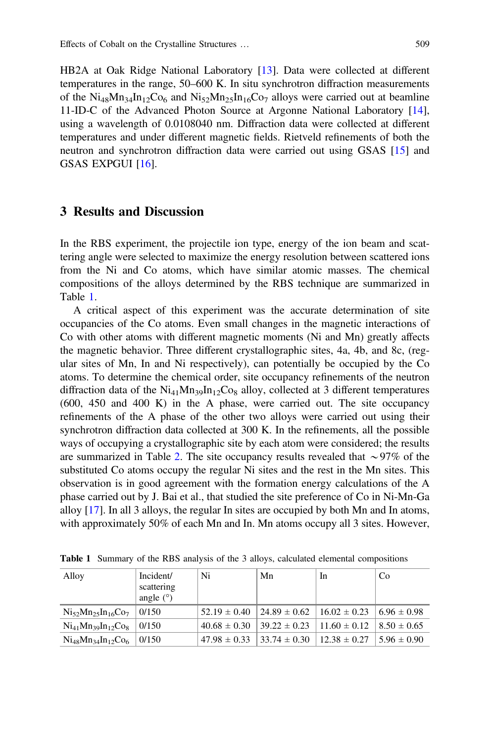HB2A at Oak Ridge National Laboratory [13]. Data were collected at different temperatures in the range, 50–600 K. In situ synchrotron diffraction measurements of the $Ni_{48}Mn_{34}In_{12}Co_6$ and $Ni_{52}Mn_{25}In_{16}Co_7$ alloys were carried out at beamline 11-ID-C of the Advanced Photon Source at Argonne National Laboratory [14], using a wavelength of 0.0108040 nm. Diffraction data were collected at different temperatures and under different magnetic fields. Rietveld refinements of both the neutron and synchrotron diffraction data were carried out using GSAS [15] and GSAS EXPGUI [16].

## 3 Results and Discussion

In the RBS experiment, the projectile ion type, energy of the ion beam and scattering angle were selected to maximize the energy resolution between scattered ions from the Ni and Co atoms, which have similar atomic masses. The chemical compositions of the alloys determined by the RBS technique are summarized in Table 1.

A critical aspect of this experiment was the accurate determination of site occupancies of the Co atoms. Even small changes in the magnetic interactions of Co with other atoms with different magnetic moments (Ni and Mn) greatly affects the magnetic behavior. Three different crystallographic sites, 4a, 4b, and 8c, (regular sites of Mn, In and Ni respectively), can potentially be occupied by the Co atoms. To determine the chemical order, site occupancy refinements of the neutron diffraction data of the $Ni_{41}Mn_{39}In_{12}Co_8$ alloy, collected at 3 different temperatures (600, 450 and 400 K) in the A phase, were carried out. The site occupancy refinements of the A phase of the other two alloys were carried out using their synchrotron diffraction data collected at 300 K. In the refinements, all the possible ways of occupying a crystallographic site by each atom were considered; the results are summarized in Table 2. The site occupancy results revealed that $\sim$97% of the substituted Co atoms occupy the regular Ni sites and the rest in the Mn sites. This observation is in good agreement with the formation energy calculations of the A phase carried out by J. Bai et al., that studied the site preference of Co in Ni-Mn-Ga alloy [17]. In all 3 alloys, the regular In sites are occupied by both Mn and In atoms, with approximately 50% of each Mn and In. Mn atoms occupy all 3 sites. However,

**Table 1** Summary of the RBS analysis of the 3 alloys, calculated elemental compositions

| Alloy | Incident/ scattering angle (°) | Ni | Mn | In | Co |
|---|---|---|---|---|---|
| $Ni_{52}Mn_{25}In_{16}Co_7$ | 0/150 | 52.19 ± 0.40 | 24.89 ± 0.62 | 16.02 ± 0.23 | 6.96 ± 0.98 |
| $Ni_{41}Mn_{39}In_{12}Co_8$ | 0/150 | 40.68 ± 0.30 | 39.22 ± 0.23 | 11.60 ± 0.12 | 8.50 ± 0.65 |
| $Ni_{48}Mn_{34}In_{12}Co_6$ | 0/150 | 47.98 ± 0.33 | 33.74 ± 0.30 | 12.38 ± 0.27 | 5.96 ± 0.90 |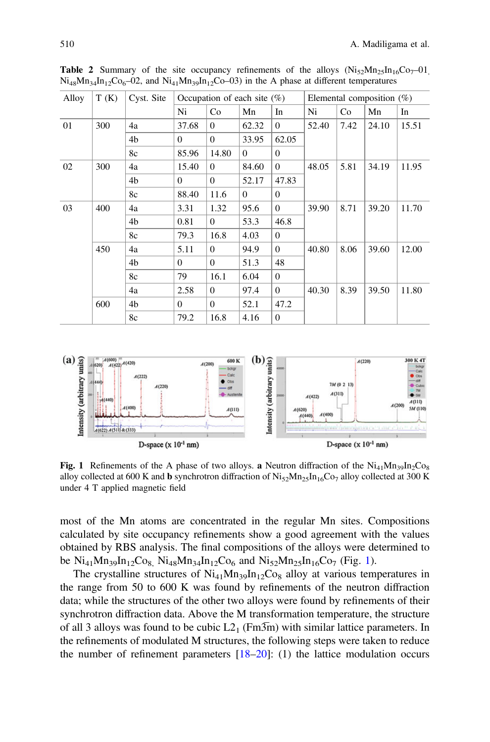**Table 2** Summary of the site occupancy refinements of the alloys ($Ni_{52}Mn_{25}In_{16}Co_7$–01, $Ni_{48}Mn_{34}In_{12}Co_6$–02, and $Ni_{41}Mn_{39}In_{12}Co$–03) in the A phase at different temperatures

| Alloy | T (K) | Cyst. Site | Occupation of each site (%) | | | | Elemental composition (%) | | | |
|---|---|---|---|---|---|---|---|---|---|---|
| | | | Ni | Co | Mn | In | Ni | Co | Mn | In |
| 01 | 300 | 4a | 37.68 | 0 | 62.32 | 0 | 52.40 | 7.42 | 24.10 | 15.51 |
| | | 4b | 0 | 0 | 33.95 | 62.05 | | | | |
| | | 8c | 85.96 | 14.80 | 0 | 0 | | | | |
| 02 | 300 | 4a | 15.40 | 0 | 84.60 | 0 | 48.05 | 5.81 | 34.19 | 11.95 |
| | | 4b | 0 | 0 | 52.17 | 47.83 | | | | |
| | | 8c | 88.40 | 11.6 | 0 | 0 | | | | |
| 03 | 400 | 4a | 3.31 | 1.32 | 95.6 | 0 | 39.90 | 8.71 | 39.20 | 11.70 |
| | | 4b | 0.81 | 0 | 53.3 | 46.8 | | | | |
| | | 8c | 79.3 | 16.8 | 4.03 | 0 | | | | |
| | 450 | 4a | 5.11 | 0 | 94.9 | 0 | 40.80 | 8.06 | 39.60 | 12.00 |
| | | 4b | 0 | 0 | 51.3 | 48 | | | | |
| | | 8c | 79 | 16.1 | 6.04 | 0 | | | | |
| | 600 | 4a | 2.58 | 0 | 97.4 | 0 | 40.30 | 8.39 | 39.50 | 11.80 |
| | | 4b | 0 | 0 | 52.1 | 47.2 | | | | |
| | | 8c | 79.2 | 16.8 | 4.16 | 0 | | | | |

**Fig. 1** Refinements of the A phase of two alloys. **a** Neutron diffraction of the $Ni_{41}Mn_{39}In_2Co_8$ alloy collected at 600 K and **b** synchrotron diffraction of $Ni_{52}Mn_{25}In_{16}Co_7$ alloy collected at 300 K under 4 T applied magnetic field

most of the Mn atoms are concentrated in the regular Mn sites. Compositions calculated by site occupancy refinements show a good agreement with the values obtained by RBS analysis. The final compositions of the alloys were determined to be $Ni_{41}Mn_{39}In_{12}Co_8$, $Ni_{48}Mn_{34}In_{12}Co_6$ and $Ni_{52}Mn_{25}In_{16}Co_7$ (Fig. 1).

The crystalline structures of $Ni_{41}Mn_{39}In_{12}Co_8$ alloy at various temperatures in the range from 50 to 600 K was found by refinements of the neutron diffraction data; while the structures of the other two alloys were found by refinements of their synchrotron diffraction data. Above the M transformation temperature, the structure of all 3 alloys was found to be cubic $L2_1$ ($Fm\bar{3}m$) with similar lattice parameters. In the refinements of modulated M structures, the following steps were taken to reduce the number of refinement parameters [18–20]: (1) the lattice modulation occurs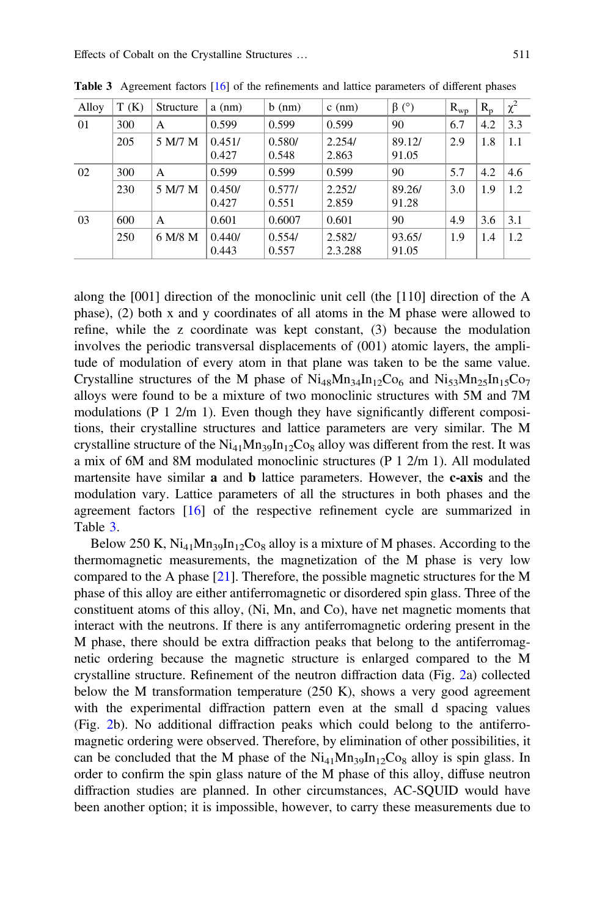**Table 3** Agreement factors [16] of the refinements and lattice parameters of different phases

| Alloy | T (K) | Structure | a (nm) | b (nm) | c (nm) | β (°) | $R_{wp}$ | $R_p$ | $\chi^2$ |
|---|---|---|---|---|---|---|---|---|---|
| 01 | 300 | A | 0.599 | 0.599 | 0.599 | 90 | 6.7 | 4.2 | 3.3 |
| | 205 | 5 M/7 M | 0.451/ 0.427 | 0.580/ 0.548 | 2.254/ 2.863 | 89.12/ 91.05 | 2.9 | 1.8 | 1.1 |
| 02 | 300 | A | 0.599 | 0.599 | 0.599 | 90 | 5.7 | 4.2 | 4.6 |
| | 230 | 5 M/7 M | 0.450/ 0.427 | 0.577/ 0.551 | 2.252/ 2.859 | 89.26/ 91.28 | 3.0 | 1.9 | 1.2 |
| 03 | 600 | A | 0.601 | 0.6007 | 0.601 | 90 | 4.9 | 3.6 | 3.1 |
| | 250 | 6 M/8 M | 0.440/ 0.443 | 0.554/ 0.557 | 2.582/ 2.3.288 | 93.65/ 91.05 | 1.9 | 1.4 | 1.2 |

along the [001] direction of the monoclinic unit cell (the [110] direction of the A phase), (2) both x and y coordinates of all atoms in the M phase were allowed to refine, while the z coordinate was kept constant, (3) because the modulation involves the periodic transversal displacements of (001) atomic layers, the amplitude of modulation of every atom in that plane was taken to be the same value. Crystalline structures of the M phase of $Ni_{48}Mn_{34}In_{12}Co_6$ and $Ni_{53}Mn_{25}In_{15}Co_7$ alloys were found to be a mixture of two monoclinic structures with 5M and 7M modulations (P 1 2/m 1). Even though they have significantly different compositions, their crystalline structures and lattice parameters are very similar. The M crystalline structure of the $Ni_{41}Mn_{39}In_{12}Co_8$ alloy was different from the rest. It was a mix of 6M and 8M modulated monoclinic structures (P 1 2/m 1). All modulated martensite have similar **a** and **b** lattice parameters. However, the **c-axis** and the modulation vary. Lattice parameters of all the structures in both phases and the agreement factors [16] of the respective refinement cycle are summarized in Table 3.

Below 250 K, $Ni_{41}Mn_{39}In_{12}Co_8$ alloy is a mixture of M phases. According to the thermomagnetic measurements, the magnetization of the M phase is very low compared to the A phase [21]. Therefore, the possible magnetic structures for the M phase of this alloy are either antiferromagnetic or disordered spin glass. Three of the constituent atoms of this alloy, (Ni, Mn, and Co), have net magnetic moments that interact with the neutrons. If there is any antiferromagnetic ordering present in the M phase, there should be extra diffraction peaks that belong to the antiferromagnetic ordering because the magnetic structure is enlarged compared to the M crystalline structure. Refinement of the neutron diffraction data (Fig. 2a) collected below the M transformation temperature (250 K), shows a very good agreement with the experimental diffraction pattern even at the small d spacing values (Fig. 2b). No additional diffraction peaks which could belong to the antiferromagnetic ordering were observed. Therefore, by elimination of other possibilities, it can be concluded that the M phase of the $Ni_{41}Mn_{39}In_{12}Co_8$ alloy is spin glass. In order to confirm the spin glass nature of the M phase of this alloy, diffuse neutron diffraction studies are planned. In other circumstances, AC-SQUID would have been another option; it is impossible, however, to carry these measurements due to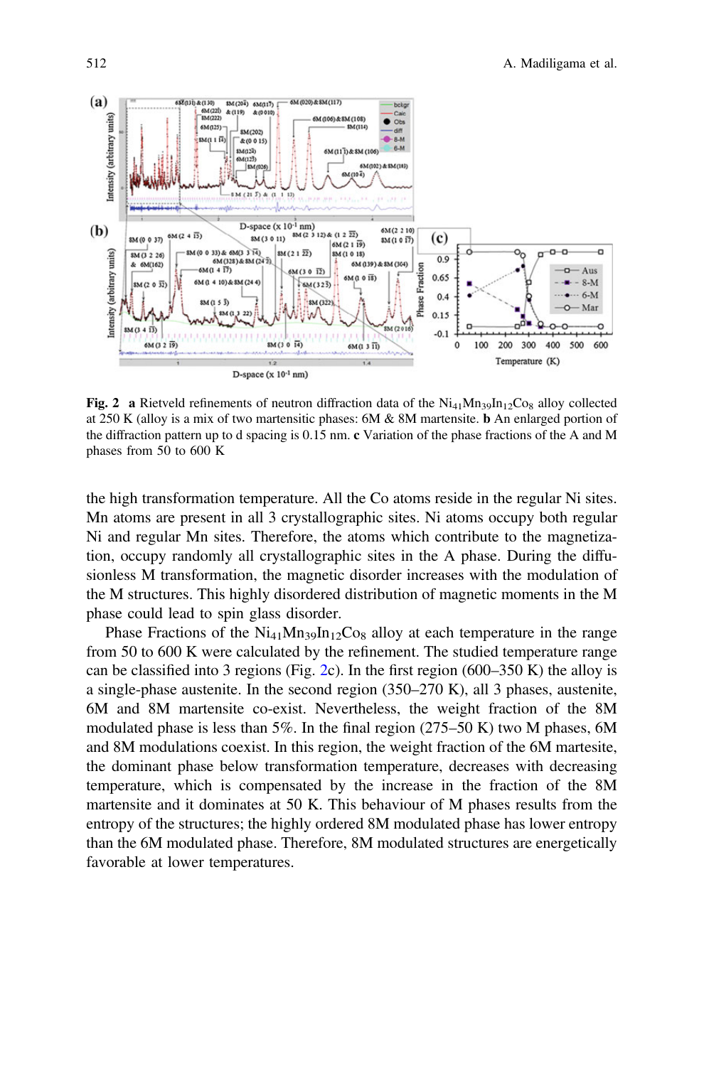**Fig. 2** **a** Rietveld refinements of neutron diffraction data of the $Ni_{41}Mn_{39}In_{12}Co_8$ alloy collected at 250 K (alloy is a mix of two martensitic phases: 6M & 8M martensite. **b** An enlarged portion of the diffraction pattern up to d spacing is 0.15 nm. **c** Variation of the phase fractions of the A and M phases from 50 to 600 K

the high transformation temperature. All the Co atoms reside in the regular Ni sites. Mn atoms are present in all 3 crystallographic sites. Ni atoms occupy both regular Ni and regular Mn sites. Therefore, the atoms which contribute to the magnetization, occupy randomly all crystallographic sites in the A phase. During the diffusionless M transformation, the magnetic disorder increases with the modulation of the M structures. This highly disordered distribution of magnetic moments in the M phase could lead to spin glass disorder.

Phase Fractions of the $Ni_{41}Mn_{39}In_{12}Co_8$ alloy at each temperature in the range from 50 to 600 K were calculated by the refinement. The studied temperature range can be classified into 3 regions (Fig. 2c). In the first region (600–350 K) the alloy is a single-phase austenite. In the second region (350–270 K), all 3 phases, austenite, 6M and 8M martensite co-exist. Nevertheless, the weight fraction of the 8M modulated phase is less than 5%. In the final region (275–50 K) two M phases, 6M and 8M modulations coexist. In this region, the weight fraction of the 6M martesite, the dominant phase below transformation temperature, decreases with decreasing temperature, which is compensated by the increase in the fraction of the 8M martensite and it dominates at 50 K. This behaviour of M phases results from the entropy of the structures; the highly ordered 8M modulated phase has lower entropy than the 6M modulated phase. Therefore, 8M modulated structures are energetically favorable at lower temperatures.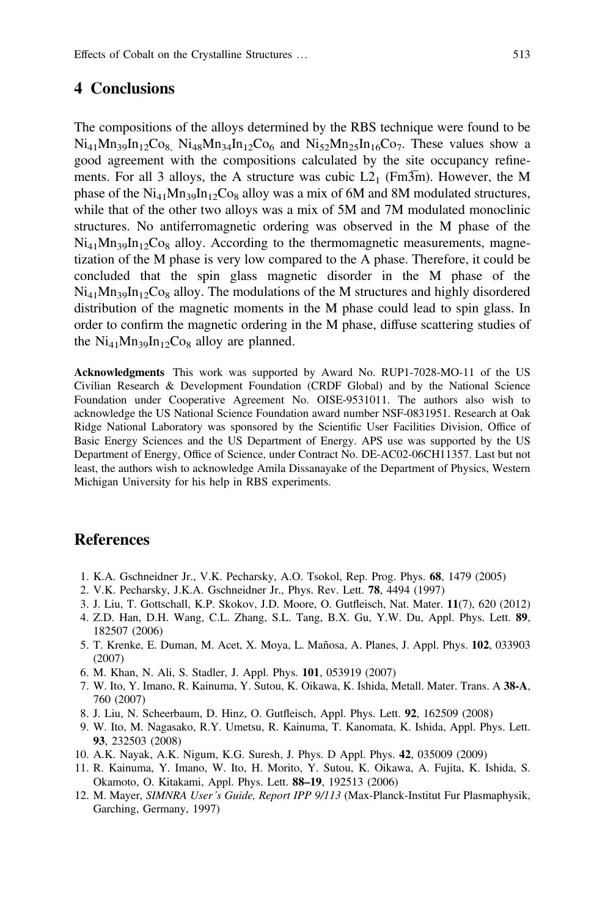## 4 Conclusions

The compositions of the alloys determined by the RBS technique were found to be $Ni_{41}Mn_{39}In_{12}Co_8$, $Ni_{48}Mn_{34}In_{12}Co_6$ and $Ni_{52}Mn_{25}In_{16}Co_7$. These values show a good agreement with the compositions calculated by the site occupancy refinements. For all 3 alloys, the A structure was cubic $L2_1$ ($Fm\bar{3}m$). However, the M phase of the $Ni_{41}Mn_{39}In_{12}Co_8$ alloy was a mix of 6M and 8M modulated structures, while that of the other two alloys was a mix of 5M and 7M modulated monoclinic structures. No antiferromagnetic ordering was observed in the M phase of the $Ni_{41}Mn_{39}In_{12}Co_8$ alloy. According to the thermomagnetic measurements, magnetization of the M phase is very low compared to the A phase. Therefore, it could be concluded that the spin glass magnetic disorder in the M phase of the $Ni_{41}Mn_{39}In_{12}Co_8$ alloy. The modulations of the M structures and highly disordered distribution of the magnetic moments in the M phase could lead to spin glass. In order to confirm the magnetic ordering in the M phase, diffuse scattering studies of the $Ni_{41}Mn_{39}In_{12}Co_8$ alloy are planned.

**Acknowledgments** This work was supported by Award No. RUP1-7028-MO-11 of the US Civilian Research & Development Foundation (CRDF Global) and by the National Science Foundation under Cooperative Agreement No. OISE-9531011. The authors also wish to acknowledge the US National Science Foundation award number NSF-0831951. Research at Oak Ridge National Laboratory was sponsored by the Scientific User Facilities Division, Office of Basic Energy Sciences and the US Department of Energy. APS use was supported by the US Department of Energy, Office of Science, under Contract No. DE-AC02-06CH11357. Last but not least, the authors wish to acknowledge Amila Dissanayake of the Department of Physics, Western Michigan University for his help in RBS experiments.

## References

1. K.A. Gschneidner Jr., V.K. Pecharsky, A.O. Tsokol, Rep. Prog. Phys. **68**, 1479 (2005)
2. V.K. Pecharsky, J.K.A. Gschneidner Jr., Phys. Rev. Lett. **78**, 4494 (1997)
3. J. Liu, T. Gottschall, K.P. Skokov, J.D. Moore, O. Gutfleisch, Nat. Mater. **11**(7), 620 (2012)
4. Z.D. Han, D.H. Wang, C.L. Zhang, S.L. Tang, B.X. Gu, Y.W. Du, Appl. Phys. Lett. **89**, 182507 (2006)
5. T. Krenke, E. Duman, M. Acet, X. Moya, L. Mañosa, A. Planes, J. Appl. Phys. **102**, 033903 (2007)
6. M. Khan, N. Ali, S. Stadler, J. Appl. Phys. **101**, 053919 (2007)
7. W. Ito, Y. Imano, R. Kainuma, Y. Sutou, K. Oikawa, K. Ishida, Metall. Mater. Trans. A **38-A**, 760 (2007)
8. J. Liu, N. Scheerbaum, D. Hinz, O. Gutfleisch, Appl. Phys. Lett. **92**, 162509 (2008)
9. W. Ito, M. Nagasako, R.Y. Umetsu, R. Kainuma, T. Kanomata, K. Ishida, Appl. Phys. Lett. **93**, 232503 (2008)
10. A.K. Nayak, A.K. Nigum, K.G. Suresh, J. Phys. D Appl. Phys. **42**, 035009 (2009)
11. R. Kainuma, Y. Imano, W. Ito, H. Morito, Y. Sutou, K. Oikawa, A. Fujita, K. Ishida, S. Okamoto, O. Kitakami, Appl. Phys. Lett. **88–19**, 192513 (2006)
12. M. Mayer, *SIMNRA User's Guide, Report IPP 9/113* (Max-Planck-Institut Fur Plasmaphysik, Garching, Germany, 1997)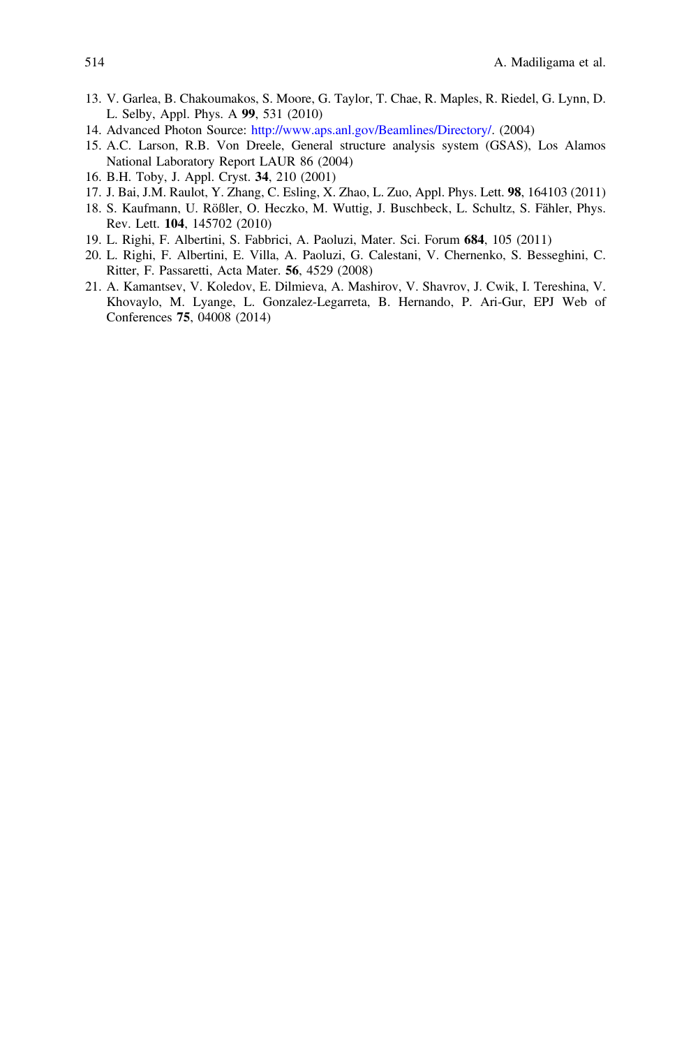13. V. Garlea, B. Chakoumakos, S. Moore, G. Taylor, T. Chae, R. Maples, R. Riedel, G. Lynn, D. L. Selby, Appl. Phys. A **99**, 531 (2010)
14. Advanced Photon Source: http://www.aps.anl.gov/Beamlines/Directory/. (2004)
15. A.C. Larson, R.B. Von Dreele, General structure analysis system (GSAS), Los Alamos National Laboratory Report LAUR 86 (2004)
16. B.H. Toby, J. Appl. Cryst. **34**, 210 (2001)
17. J. Bai, J.M. Raulot, Y. Zhang, C. Esling, X. Zhao, L. Zuo, Appl. Phys. Lett. **98**, 164103 (2011)
18. S. Kaufmann, U. Rößler, O. Heczko, M. Wuttig, J. Buschbeck, L. Schultz, S. Fähler, Phys. Rev. Lett. **104**, 145702 (2010)
19. L. Righi, F. Albertini, S. Fabbrici, A. Paoluzi, Mater. Sci. Forum **684**, 105 (2011)
20. L. Righi, F. Albertini, E. Villa, A. Paoluzi, G. Calestani, V. Chernenko, S. Besseghini, C. Ritter, F. Passaretti, Acta Mater. **56**, 4529 (2008)
21. A. Kamantsev, V. Koledov, E. Dilmieva, A. Mashirov, V. Shavrov, J. Cwik, I. Tereshina, V. Khovaylo, M. Lyange, L. Gonzalez-Legarreta, B. Hernando, P. Ari-Gur, EPJ Web of Conferences **75**, 04008 (2014)